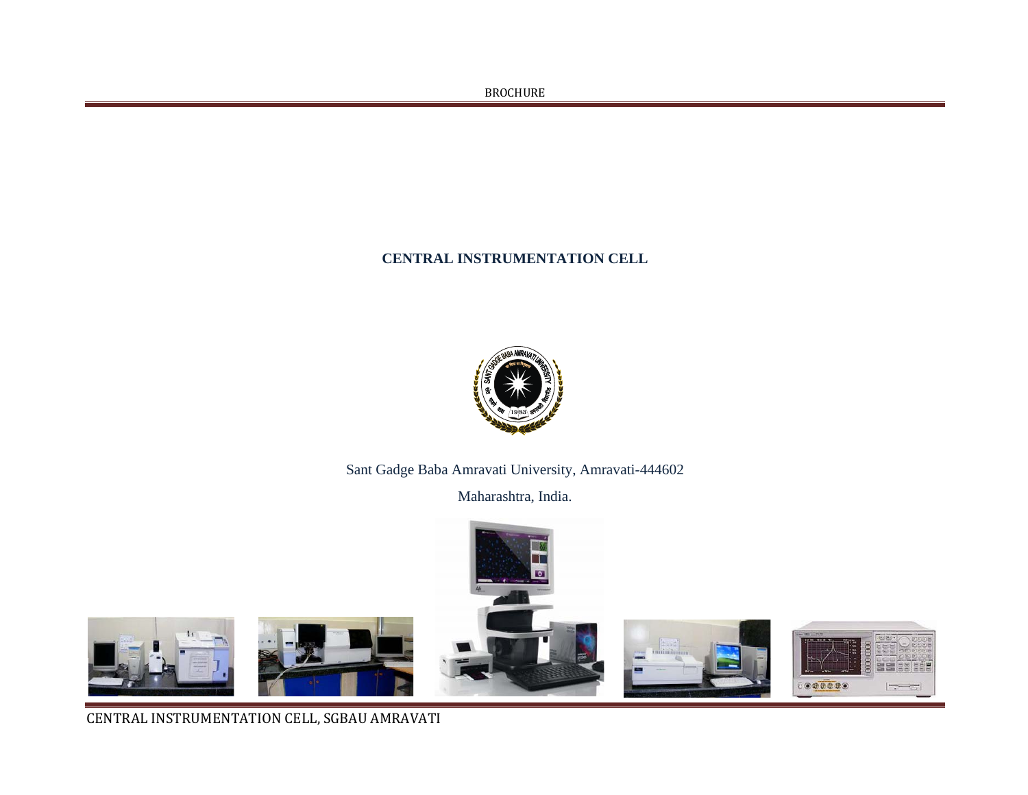# CENTRAL INSTRUMENTATION CELL

Sant Gadge Baba Amravati University, Amravati-444602

Maharashtra, India.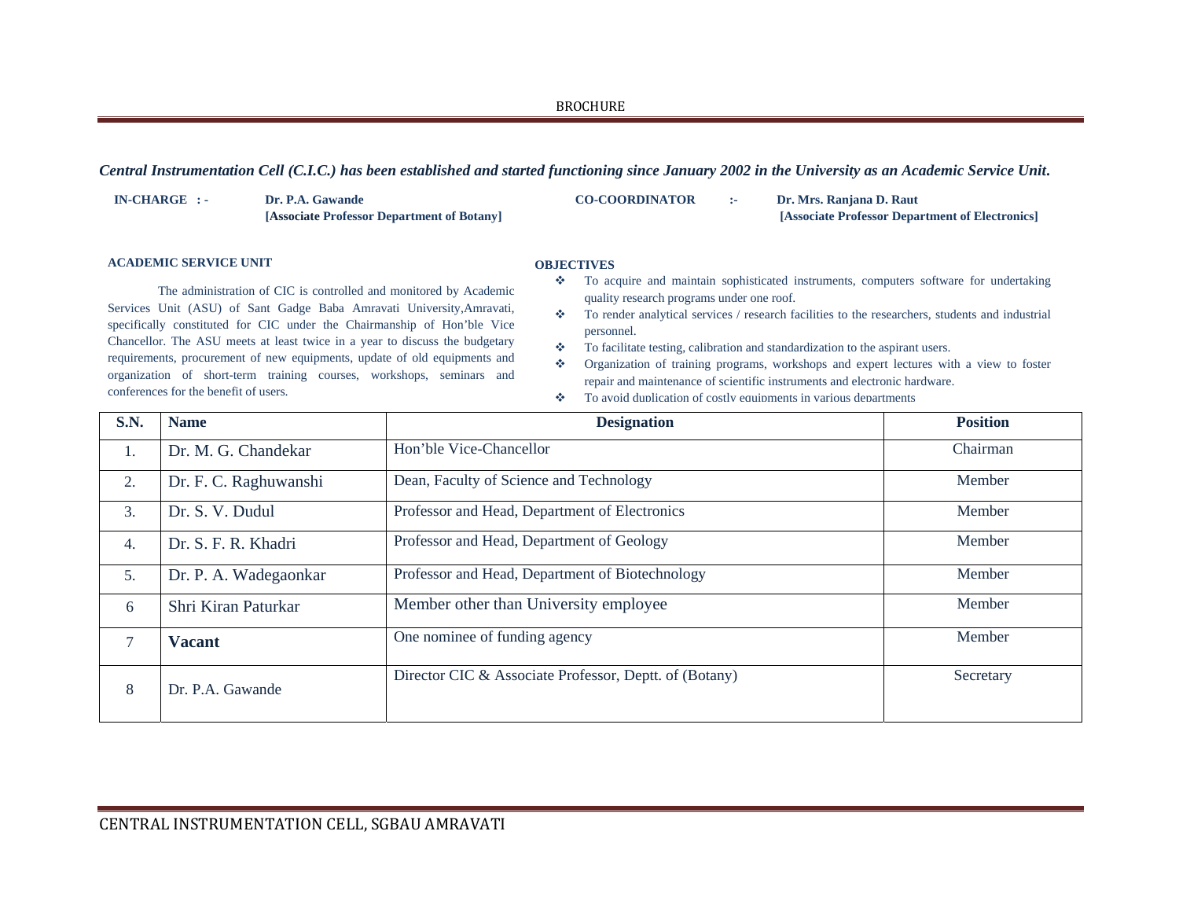***Central Instrumentation Cell (C.I.C.) has been established and started functioning since January 2002 in the University as an Academic Service Unit.***

**IN-CHARGE : -** **Dr. P.A. Gawande**
**[Associate Professor Department of Botany]**

**CO-COORDINATOR :-** **Dr. Mrs. Ranjana D. Raut**
**[Associate Professor Department of Electronics]**

**ACADEMIC SERVICE UNIT**

The administration of CIC is controlled and monitored by Academic Services Unit (ASU) of Sant Gadge Baba Amravati University,Amravati, specifically constituted for CIC under the Chairmanship of Hon'ble Vice Chancellor. The ASU meets at least twice in a year to discuss the budgetary requirements, procurement of new equipments, update of old equipments and organization of short-term training courses, workshops, seminars and conferences for the benefit of users.

**OBJECTIVES**

- To acquire and maintain sophisticated instruments, computers software for undertaking quality research programs under one roof.
- To render analytical services / research facilities to the researchers, students and industrial personnel.
- To facilitate testing, calibration and standardization to the aspirant users.
- Organization of training programs, workshops and expert lectures with a view to foster repair and maintenance of scientific instruments and electronic hardware.
- To avoid duplication of costly equipments in various departments

| S.N. | Name | Designation | Position |
|---|---|---|---|
| 1. | Dr. M. G. Chandekar | Hon'ble Vice-Chancellor | Chairman |
| 2. | Dr. F. C. Raghuwanshi | Dean, Faculty of Science and Technology | Member |
| 3. | Dr. S. V. Dudul | Professor and Head, Department of Electronics | Member |
| 4. | Dr. S. F. R. Khadri | Professor and Head, Department of Geology | Member |
| 5. | Dr. P. A. Wadegaonkar | Professor and Head, Department of Biotechnology | Member |
| 6 | Shri Kiran Paturkar | Member other than University employee | Member |
| 7 | **Vacant** | One nominee of funding agency | Member |
| 8 | Dr. P.A. Gawande | Director CIC & Associate Professor, Deptt. of (Botany) | Secretary |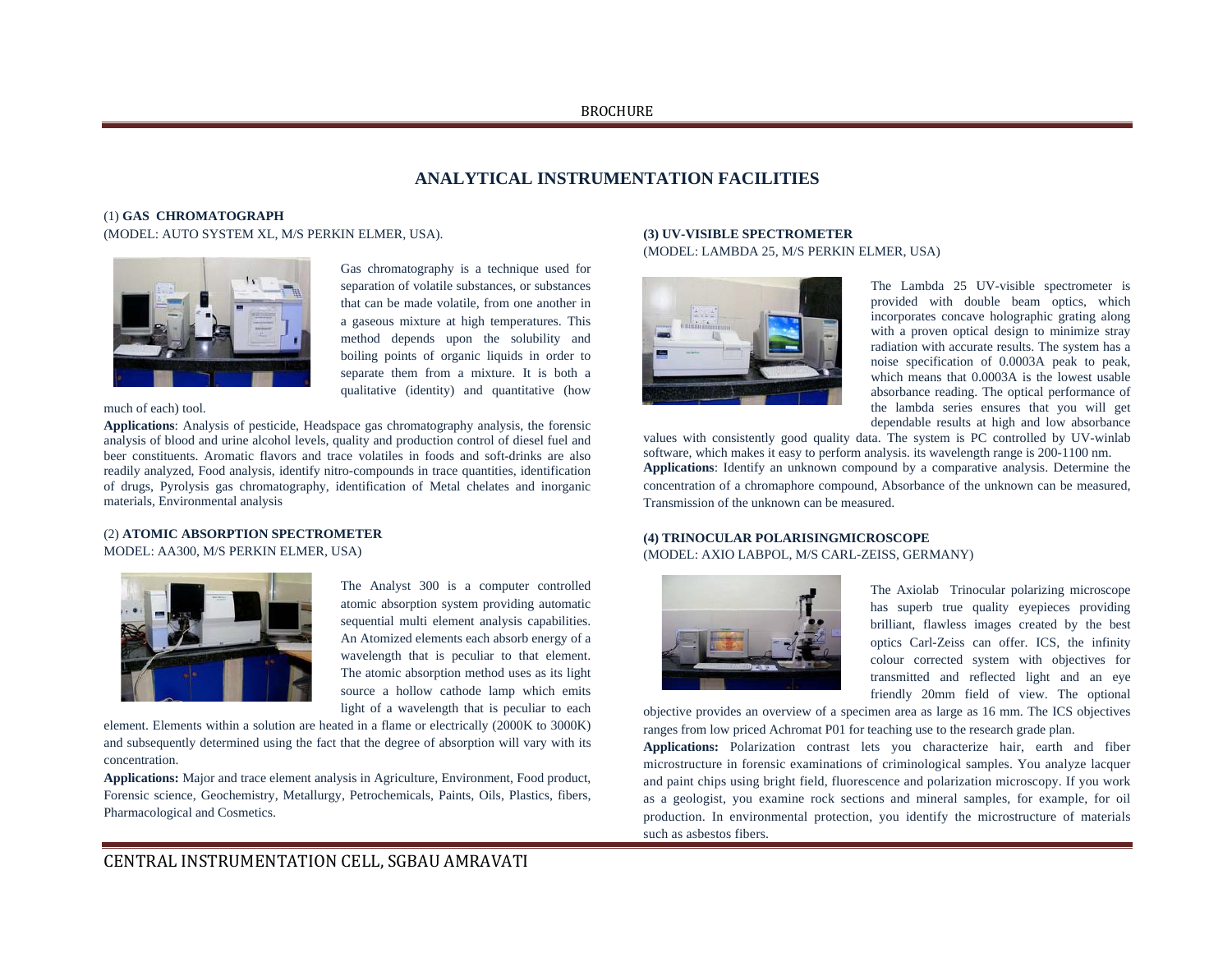# ANALYTICAL INSTRUMENTATION FACILITIES

## (1) GAS CHROMATOGRAPH

(MODEL: AUTO SYSTEM XL, M/S PERKIN ELMER, USA).

Gas chromatography is a technique used for separation of volatile substances, or substances that can be made volatile, from one another in a gaseous mixture at high temperatures. This method depends upon the solubility and boiling points of organic liquids in order to separate them from a mixture. It is both a qualitative (identity) and quantitative (how much of each) tool.

**Applications**: Analysis of pesticide, Headspace gas chromatography analysis, the forensic analysis of blood and urine alcohol levels, quality and production control of diesel fuel and beer constituents. Aromatic flavors and trace volatiles in foods and soft-drinks are also readily analyzed, Food analysis, identify nitro-compounds in trace quantities, identification of drugs, Pyrolysis gas chromatography, identification of Metal chelates and inorganic materials, Environmental analysis

## (2) ATOMIC ABSORPTION SPECTROMETER

MODEL: AA300, M/S PERKIN ELMER, USA)

The Analyst 300 is a computer controlled atomic absorption system providing automatic sequential multi element analysis capabilities. An Atomized elements each absorb energy of a wavelength that is peculiar to that element. The atomic absorption method uses as its light source a hollow cathode lamp which emits light of a wavelength that is peculiar to each element. Elements within a solution are heated in a flame or electrically (2000K to 3000K) and subsequently determined using the fact that the degree of absorption will vary with its concentration.

**Applications:** Major and trace element analysis in Agriculture, Environment, Food product, Forensic science, Geochemistry, Metallurgy, Petrochemicals, Paints, Oils, Plastics, fibers, Pharmacological and Cosmetics.

## (3) UV-VISIBLE SPECTROMETER

(MODEL: LAMBDA 25, M/S PERKIN ELMER, USA)

The Lambda 25 UV-visible spectrometer is provided with double beam optics, which incorporates concave holographic grating along with a proven optical design to minimize stray radiation with accurate results. The system has a noise specification of 0.0003A peak to peak, which means that 0.0003A is the lowest usable absorbance reading. The optical performance of the lambda series ensures that you will get dependable results at high and low absorbance values with consistently good quality data. The system is PC controlled by UV-winlab software, which makes it easy to perform analysis. its wavelength range is 200-1100 nm.

**Applications**: Identify an unknown compound by a comparative analysis. Determine the concentration of a chromaphore compound, Absorbance of the unknown can be measured, Transmission of the unknown can be measured.

## (4) TRINOCULAR POLARISINGMICROSCOPE

(MODEL: AXIO LABPOL, M/S CARL-ZEISS, GERMANY)

The Axiolab Trinocular polarizing microscope has superb true quality eyepieces providing brilliant, flawless images created by the best optics Carl-Zeiss can offer. ICS, the infinity colour corrected system with objectives for transmitted and reflected light and an eye friendly 20mm field of view. The optional objective provides an overview of a specimen area as large as 16 mm. The ICS objectives ranges from low priced Achromat P01 for teaching use to the research grade plan.

**Applications:** Polarization contrast lets you characterize hair, earth and fiber microstructure in forensic examinations of criminological samples. You analyze lacquer and paint chips using bright field, fluorescence and polarization microscopy. If you work as a geologist, you examine rock sections and mineral samples, for example, for oil production. In environmental protection, you identify the microstructure of materials such as asbestos fibers.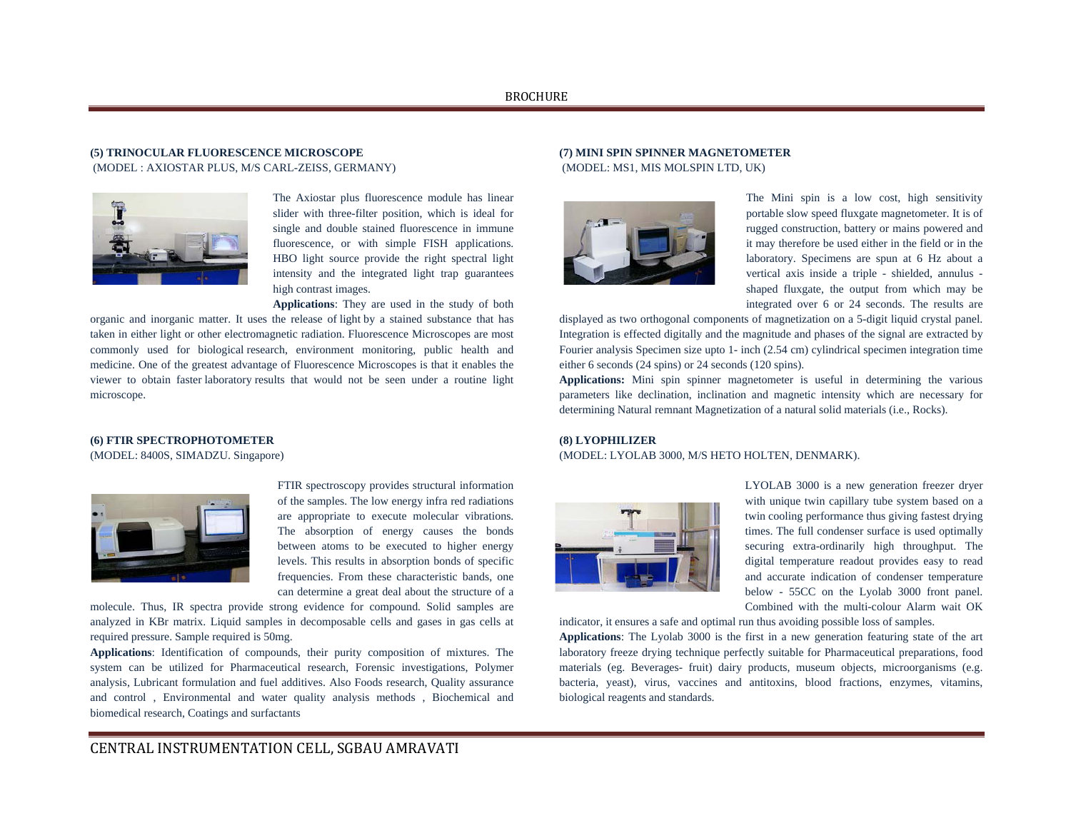### (5) TRINOCULAR FLUORESCENCE MICROSCOPE

(MODEL : AXIOSTAR PLUS, M/S CARL-ZEISS, GERMANY)

The Axiostar plus fluorescence module has linear slider with three-filter position, which is ideal for single and double stained fluorescence in immune fluorescence, or with simple FISH applications. HBO light source provide the right spectral light intensity and the integrated light trap guarantees high contrast images.

**Applications**: They are used in the study of both organic and inorganic matter. It uses the release of light by a stained substance that has taken in either light or other electromagnetic radiation. Fluorescence Microscopes are most commonly used for biological research, environment monitoring, public health and medicine. One of the greatest advantage of Fluorescence Microscopes is that it enables the viewer to obtain faster laboratory results that would not be seen under a routine light microscope.

### (6) FTIR SPECTROPHOTOMETER

(MODEL: 8400S, SIMADZU. Singapore)

FTIR spectroscopy provides structural information of the samples. The low energy infra red radiations are appropriate to execute molecular vibrations. The absorption of energy causes the bonds between atoms to be executed to higher energy levels. This results in absorption bonds of specific frequencies. From these characteristic bands, one can determine a great deal about the structure of a molecule. Thus, IR spectra provide strong evidence for compound. Solid samples are analyzed in KBr matrix. Liquid samples in decomposable cells and gases in gas cells at required pressure. Sample required is 50mg.

**Applications**: Identification of compounds, their purity composition of mixtures. The system can be utilized for Pharmaceutical research, Forensic investigations, Polymer analysis, Lubricant formulation and fuel additives. Also Foods research, Quality assurance and control , Environmental and water quality analysis methods , Biochemical and biomedical research, Coatings and surfactants

### (7) MINI SPIN SPINNER MAGNETOMETER

(MODEL: MS1, MIS MOLSPIN LTD, UK)

The Mini spin is a low cost, high sensitivity portable slow speed fluxgate magnetometer. It is of rugged construction, battery or mains powered and it may therefore be used either in the field or in the laboratory. Specimens are spun at 6 Hz about a vertical axis inside a triple - shielded, annulus - shaped fluxgate, the output from which may be integrated over 6 or 24 seconds. The results are displayed as two orthogonal components of magnetization on a 5-digit liquid crystal panel. Integration is effected digitally and the magnitude and phases of the signal are extracted by Fourier analysis Specimen size upto 1- inch (2.54 cm) cylindrical specimen integration time either 6 seconds (24 spins) or 24 seconds (120 spins).

**Applications:** Mini spin spinner magnetometer is useful in determining the various parameters like declination, inclination and magnetic intensity which are necessary for determining Natural remnant Magnetization of a natural solid materials (i.e., Rocks).

### (8) LYOPHILIZER

(MODEL: LYOLAB 3000, M/S HETO HOLTEN, DENMARK).

LYOLAB 3000 is a new generation freezer dryer with unique twin capillary tube system based on a twin cooling performance thus giving fastest drying times. The full condenser surface is used optimally securing extra-ordinarily high throughput. The digital temperature readout provides easy to read and accurate indication of condenser temperature below - 55CC on the Lyolab 3000 front panel. Combined with the multi-colour Alarm wait OK indicator, it ensures a safe and optimal run thus avoiding possible loss of samples.

**Applications**: The Lyolab 3000 is the first in a new generation featuring state of the art laboratory freeze drying technique perfectly suitable for Pharmaceutical preparations, food materials (eg. Beverages- fruit) dairy products, museum objects, microorganisms (e.g. bacteria, yeast), virus, vaccines and antitoxins, blood fractions, enzymes, vitamins, biological reagents and standards.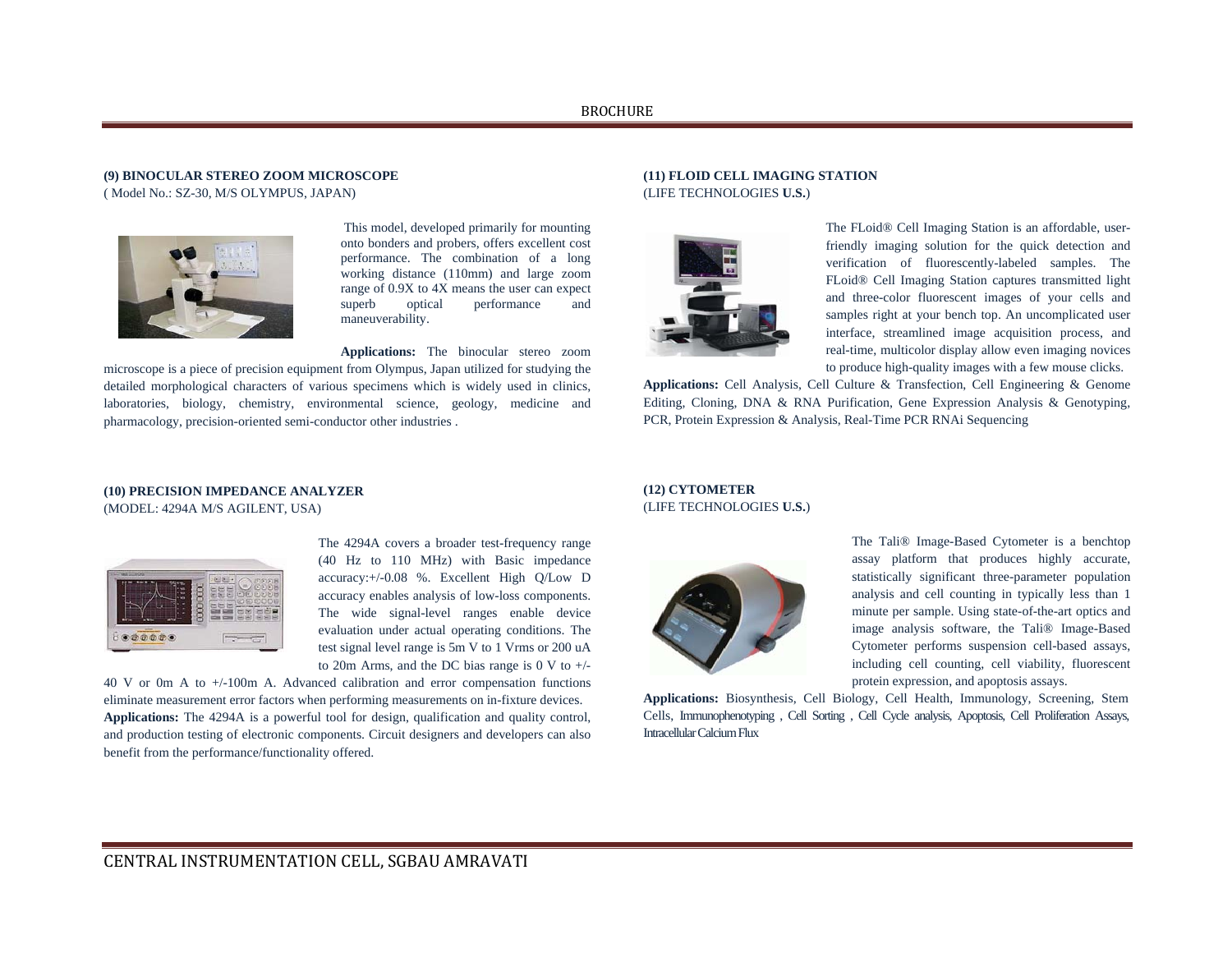**(9) BINOCULAR STEREO ZOOM MICROSCOPE**
( Model No.: SZ-30, M/S OLYMPUS, JAPAN)

This model, developed primarily for mounting onto bonders and probers, offers excellent cost performance. The combination of a long working distance (110mm) and large zoom range of 0.9X to 4X means the user can expect superb optical performance and maneuverability.

**Applications:** The binocular stereo zoom microscope is a piece of precision equipment from Olympus, Japan utilized for studying the detailed morphological characters of various specimens which is widely used in clinics, laboratories, biology, chemistry, environmental science, geology, medicine and pharmacology, precision-oriented semi-conductor other industries .

**(10) PRECISION IMPEDANCE ANALYZER**
(MODEL: 4294A M/S AGILENT, USA)

The 4294A covers a broader test-frequency range (40 Hz to 110 MHz) with Basic impedance accuracy:+/-0.08 %. Excellent High Q/Low D accuracy enables analysis of low-loss components. The wide signal-level ranges enable device evaluation under actual operating conditions. The test signal level range is 5m V to 1 Vrms or 200 uA to 20m Arms, and the DC bias range is 0 V to +/-40 V or 0m A to +/-100m A. Advanced calibration and error compensation functions eliminate measurement error factors when performing measurements on in-fixture devices.

**Applications:** The 4294A is a powerful tool for design, qualification and quality control, and production testing of electronic components. Circuit designers and developers can also benefit from the performance/functionality offered.

**(11) FLOID CELL IMAGING STATION**
(LIFE TECHNOLOGIES **U.S.**)

The FLoid® Cell Imaging Station is an affordable, user-friendly imaging solution for the quick detection and verification of fluorescently-labeled samples. The FLoid® Cell Imaging Station captures transmitted light and three-color fluorescent images of your cells and samples right at your bench top. An uncomplicated user interface, streamlined image acquisition process, and real-time, multicolor display allow even imaging novices to produce high-quality images with a few mouse clicks.

**Applications:** Cell Analysis, Cell Culture & Transfection, Cell Engineering & Genome Editing, Cloning, DNA & RNA Purification, Gene Expression Analysis & Genotyping, PCR, Protein Expression & Analysis, Real-Time PCR RNAi Sequencing

**(12) CYTOMETER**
(LIFE TECHNOLOGIES **U.S.**)

The Tali® Image-Based Cytometer is a benchtop assay platform that produces highly accurate, statistically significant three-parameter population analysis and cell counting in typically less than 1 minute per sample. Using state-of-the-art optics and image analysis software, the Tali® Image-Based Cytometer performs suspension cell-based assays, including cell counting, cell viability, fluorescent protein expression, and apoptosis assays.

**Applications:** Biosynthesis, Cell Biology, Cell Health, Immunology, Screening, Stem Cells, Immunophenotyping , Cell Sorting , Cell Cycle analysis, Apoptosis, Cell Proliferation Assays, Intracellular Calcium Flux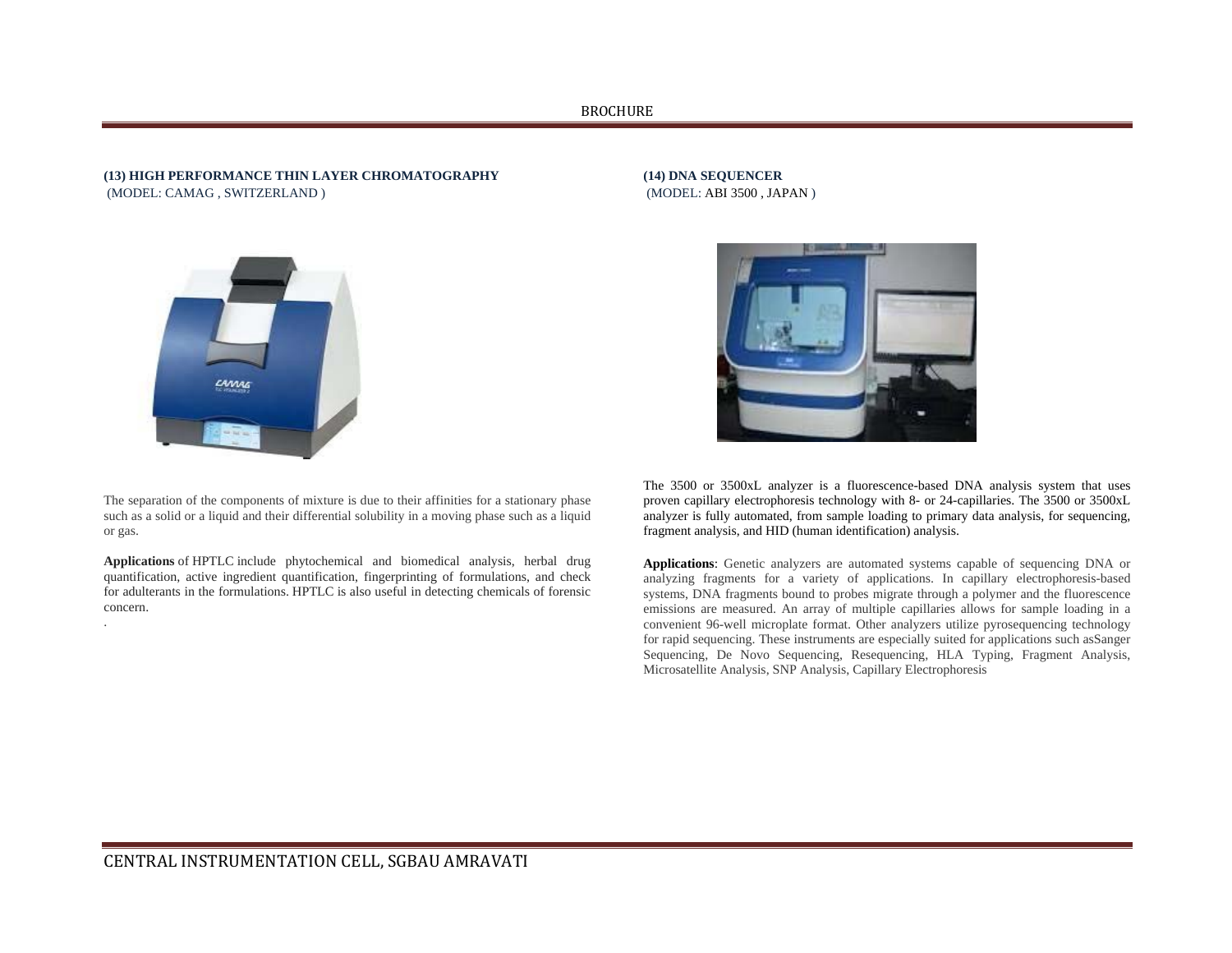### (13) HIGH PERFORMANCE THIN LAYER CHROMATOGRAPHY

(MODEL: CAMAG , SWITZERLAND )

The separation of the components of mixture is due to their affinities for a stationary phase such as a solid or a liquid and their differential solubility in a moving phase such as a liquid or gas.

**Applications** of HPTLC include phytochemical and biomedical analysis, herbal drug quantification, active ingredient quantification, fingerprinting of formulations, and check for adulterants in the formulations. HPTLC is also useful in detecting chemicals of forensic concern.

.

### (14) DNA SEQUENCER

(MODEL: ABI 3500 , JAPAN )

The 3500 or 3500xL analyzer is a fluorescence-based DNA analysis system that uses proven capillary electrophoresis technology with 8- or 24-capillaries. The 3500 or 3500xL analyzer is fully automated, from sample loading to primary data analysis, for sequencing, fragment analysis, and HID (human identification) analysis.

**Applications**: Genetic analyzers are automated systems capable of sequencing DNA or analyzing fragments for a variety of applications. In capillary electrophoresis-based systems, DNA fragments bound to probes migrate through a polymer and the fluorescence emissions are measured. An array of multiple capillaries allows for sample loading in a convenient 96-well microplate format. Other analyzers utilize pyrosequencing technology for rapid sequencing. These instruments are especially suited for applications such asSanger Sequencing, De Novo Sequencing, Resequencing, HLA Typing, Fragment Analysis, Microsatellite Analysis, SNP Analysis, Capillary Electrophoresis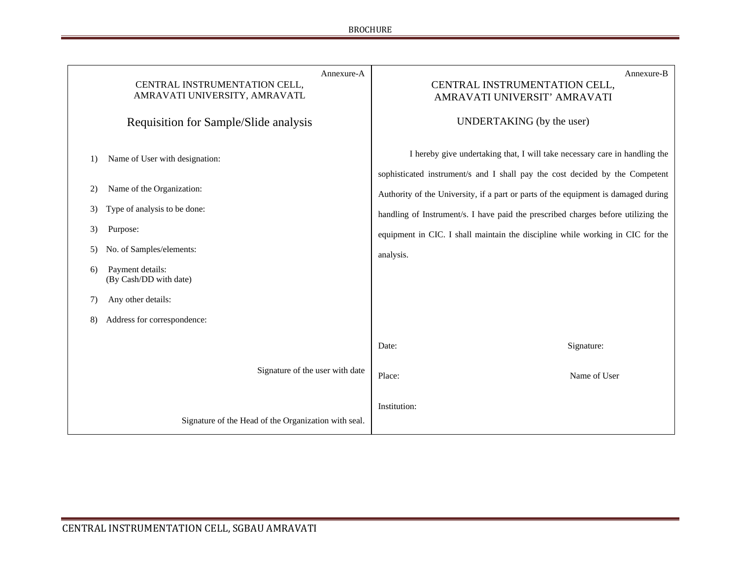Annexure-A

CENTRAL INSTRUMENTATION CELL,
AMRAVATI UNIVERSITY, AMRAVATL

## Requisition for Sample/Slide analysis

1) Name of User with designation:

2) Name of the Organization:

3) Type of analysis to be done:

3) Purpose:

5) No. of Samples/elements:

6) Payment details:
(By Cash/DD with date)

7) Any other details:

8) Address for correspondence:

Signature of the user with date

Signature of the Head of the Organization with seal.

Annexure-B

CENTRAL INSTRUMENTATION CELL,
AMRAVATI UNIVERSIT' AMRAVATI

## UNDERTAKING (by the user)

I hereby give undertaking that, I will take necessary care in handling the sophisticated instrument/s and I shall pay the cost decided by the Competent Authority of the University, if a part or parts of the equipment is damaged during handling of Instrument/s. I have paid the prescribed charges before utilizing the equipment in CIC. I shall maintain the discipline while working in CIC for the analysis.

Date: Signature:

Place: Name of User

Institution: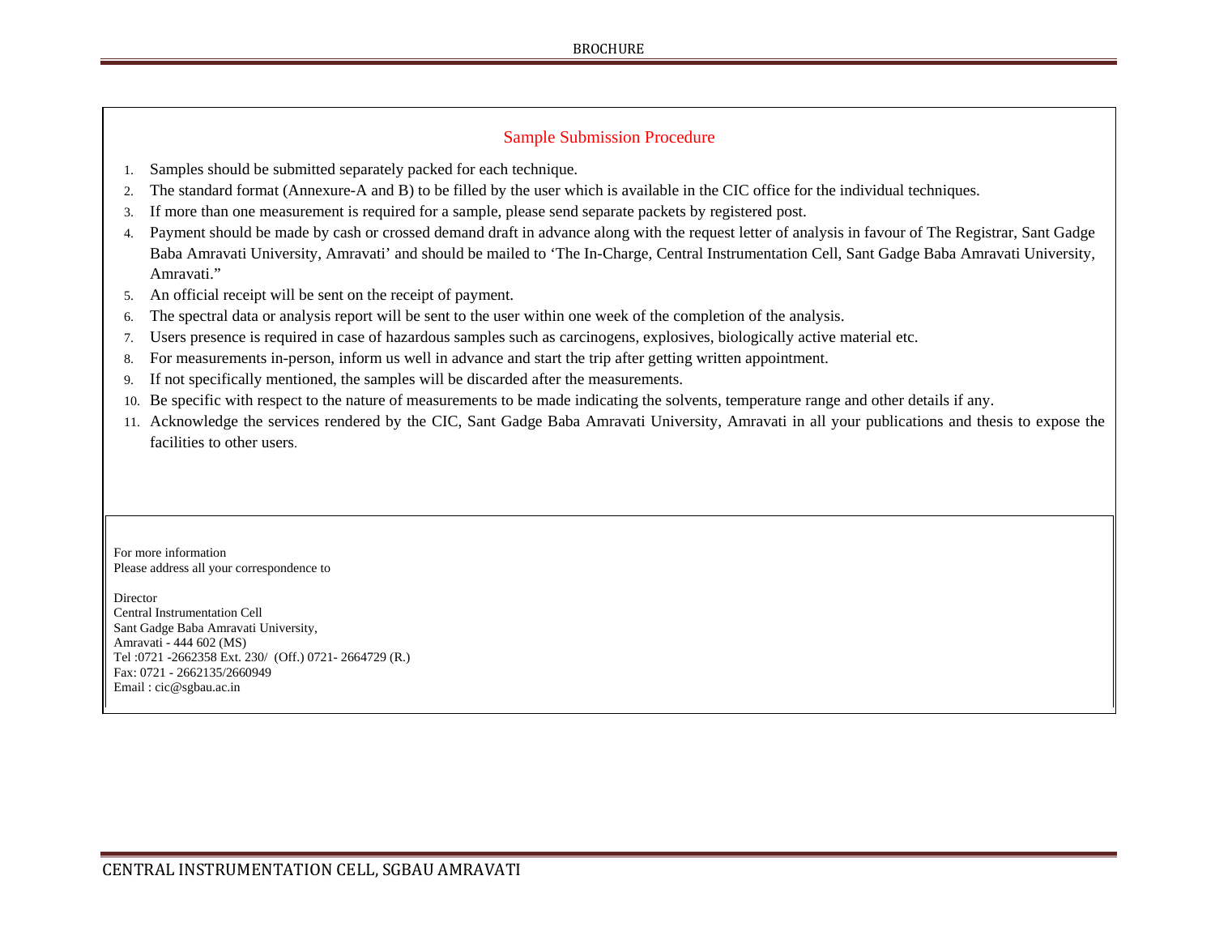## Sample Submission Procedure

1. Samples should be submitted separately packed for each technique.
2. The standard format (Annexure-A and B) to be filled by the user which is available in the CIC office for the individual techniques.
3. If more than one measurement is required for a sample, please send separate packets by registered post.
4. Payment should be made by cash or crossed demand draft in advance along with the request letter of analysis in favour of The Registrar, Sant Gadge Baba Amravati University, Amravati' and should be mailed to 'The In-Charge, Central Instrumentation Cell, Sant Gadge Baba Amravati University, Amravati."
5. An official receipt will be sent on the receipt of payment.
6. The spectral data or analysis report will be sent to the user within one week of the completion of the analysis.
7. Users presence is required in case of hazardous samples such as carcinogens, explosives, biologically active material etc.
8. For measurements in-person, inform us well in advance and start the trip after getting written appointment.
9. If not specifically mentioned, the samples will be discarded after the measurements.
10. Be specific with respect to the nature of measurements to be made indicating the solvents, temperature range and other details if any.
11. Acknowledge the services rendered by the CIC, Sant Gadge Baba Amravati University, Amravati in all your publications and thesis to expose the facilities to other users.

For more information
Please address all your correspondence to

Director
Central Instrumentation Cell
Sant Gadge Baba Amravati University,
Amravati - 444 602 (MS)
Tel :0721 -2662358 Ext. 230/ (Off.) 0721- 2664729 (R.)
Fax: 0721 - 2662135/2660949
Email : cic@sgbau.ac.in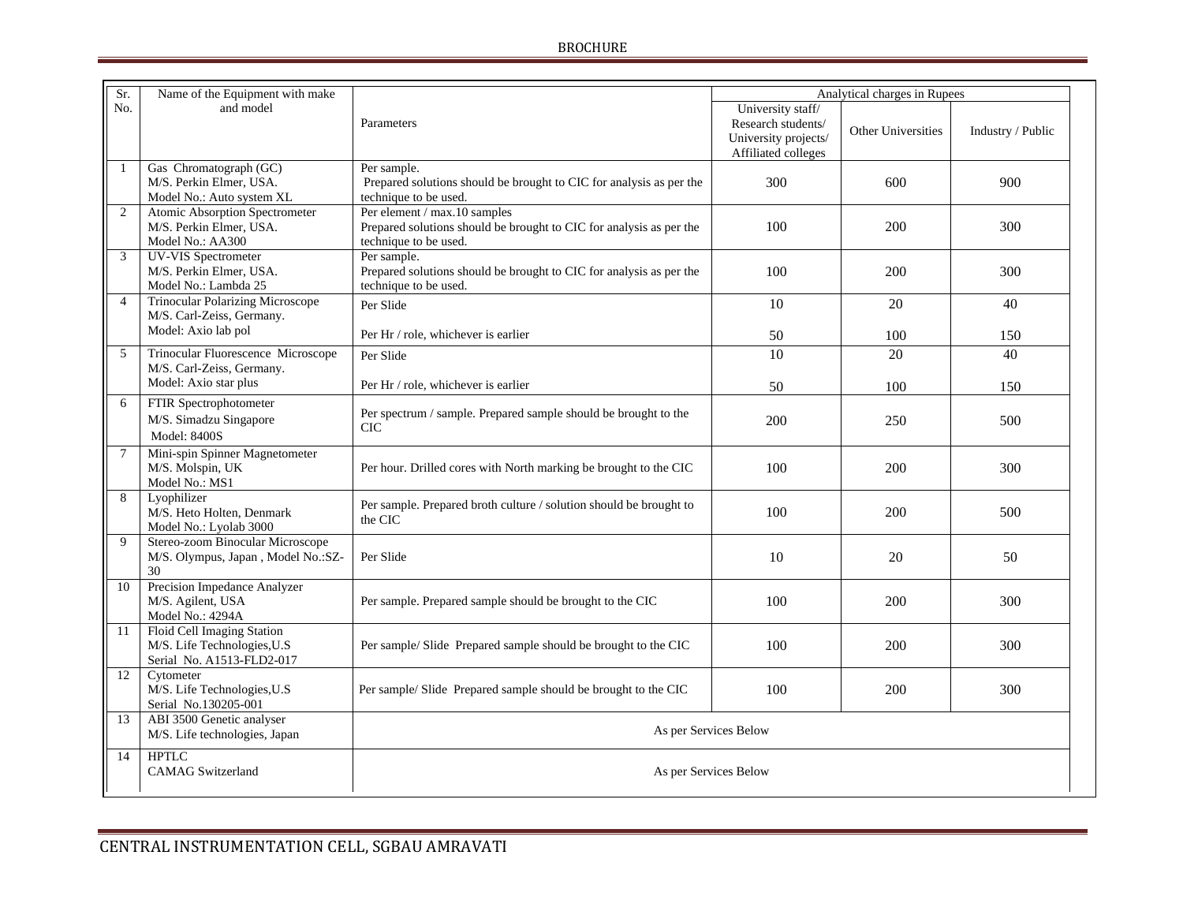| Sr. No. | Name of the Equipment with make and model | Parameters | Analytical charges in Rupees | | |
|---|---|---|---|---|---|
| | | | University staff/ Research students/ University projects/ Affiliated colleges | Other Universities | Industry / Public |
| 1 | Gas Chromatograph (GC)<br>M/S. Perkin Elmer, USA.<br>Model No.: Auto system XL | Per sample.<br>Prepared solutions should be brought to CIC for analysis as per the technique to be used. | 300 | 600 | 900 |
| 2 | Atomic Absorption Spectrometer<br>M/S. Perkin Elmer, USA.<br>Model No.: AA300 | Per element / max.10 samples<br>Prepared solutions should be brought to CIC for analysis as per the technique to be used. | 100 | 200 | 300 |
| 3 | UV-VIS Spectrometer<br>M/S. Perkin Elmer, USA.<br>Model No.: Lambda 25 | Per sample.<br>Prepared solutions should be brought to CIC for analysis as per the technique to be used. | 100 | 200 | 300 |
| 4 | Trinocular Polarizing Microscope<br>M/S. Carl-Zeiss, Germany.<br>Model: Axio lab pol | Per Slide<br><br>Per Hr / role, whichever is earlier | 10<br><br>50 | 20<br><br>100 | 40<br><br>150 |
| 5 | Trinocular Fluorescence Microscope<br>M/S. Carl-Zeiss, Germany.<br>Model: Axio star plus | Per Slide<br><br>Per Hr / role, whichever is earlier | 10<br><br>50 | 20<br><br>100 | 40<br><br>150 |
| 6 | FTIR Spectrophotometer<br>M/S. Simadzu Singapore<br>Model: 8400S | Per spectrum / sample. Prepared sample should be brought to the CIC | 200 | 250 | 500 |
| 7 | Mini-spin Spinner Magnetometer<br>M/S. Molspin, UK<br>Model No.: MS1 | Per hour. Drilled cores with North marking be brought to the CIC | 100 | 200 | 300 |
| 8 | Lyophilizer<br>M/S. Heto Holten, Denmark<br>Model No.: Lyolab 3000 | Per sample. Prepared broth culture / solution should be brought to the CIC | 100 | 200 | 500 |
| 9 | Stereo-zoom Binocular Microscope<br>M/S. Olympus, Japan , Model No.:SZ-30 | Per Slide | 10 | 20 | 50 |
| 10 | Precision Impedance Analyzer<br>M/S. Agilent, USA<br>Model No.: 4294A | Per sample. Prepared sample should be brought to the CIC | 100 | 200 | 300 |
| 11 | Floid Cell Imaging Station<br>M/S. Life Technologies,U.S<br>Serial No. A1513-FLD2-017 | Per sample/ Slide Prepared sample should be brought to the CIC | 100 | 200 | 300 |
| 12 | Cytometer<br>M/S. Life Technologies,U.S<br>Serial No.130205-001 | Per sample/ Slide Prepared sample should be brought to the CIC | 100 | 200 | 300 |
| 13 | ABI 3500 Genetic analyser<br>M/S. Life technologies, Japan | As per Services Below | | | |
| 14 | HPTLC<br>CAMAG Switzerland | As per Services Below | | | |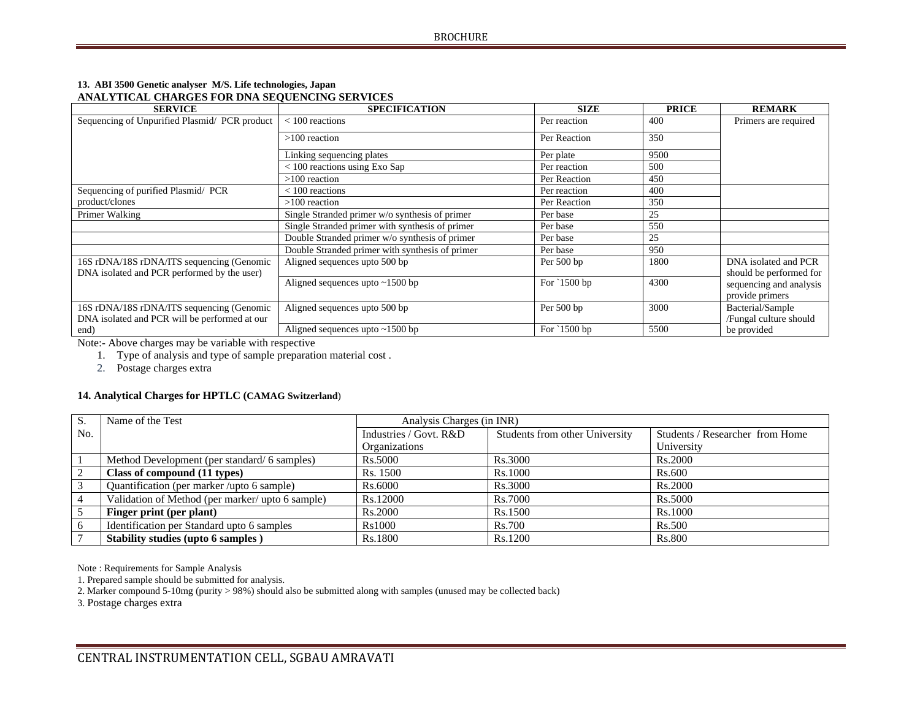**13. ABI 3500 Genetic analyser M/S. Life technologies, Japan**

**ANALYTICAL CHARGES FOR DNA SEQUENCING SERVICES**

| SERVICE | SPECIFICATION | SIZE | PRICE | REMARK |
|---|---|---|---|---|
| Sequencing of Unpurified Plasmid/ PCR product | < 100 reactions | Per reaction | 400 | Primers are required |
| | >100 reaction | Per Reaction | 350 | |
| | Linking sequencing plates | Per plate | 9500 | |
| | < 100 reactions using Exo Sap | Per reaction | 500 | |
| | >100 reaction | Per Reaction | 450 | |
| Sequencing of purified Plasmid/ PCR product/clones | < 100 reactions | Per reaction | 400 | |
| | >100 reaction | Per Reaction | 350 | |
| Primer Walking | Single Stranded primer w/o synthesis of primer | Per base | 25 | |
| | Single Stranded primer with synthesis of primer | Per base | 550 | |
| | Double Stranded primer w/o synthesis of primer | Per base | 25 | |
| | Double Stranded primer with synthesis of primer | Per base | 950 | |
| 16S rDNA/18S rDNA/ITS sequencing (Genomic DNA isolated and PCR performed by the user) | Aligned sequences upto 500 bp | Per 500 bp | 1800 | DNA isolated and PCR should be performed for sequencing and analysis provide primers |
| | Aligned sequences upto ~1500 bp | For `1500 bp | 4300 | |
| 16S rDNA/18S rDNA/ITS sequencing (Genomic DNA isolated and PCR will be performed at our end) | Aligned sequences upto 500 bp | Per 500 bp | 3000 | Bacterial/Sample /Fungal culture should be provided |
| | Aligned sequences upto ~1500 bp | For `1500 bp | 5500 | |

Note:- Above charges may be variable with respective

1. Type of analysis and type of sample preparation material cost .
2. Postage charges extra

**14. Analytical Charges for HPTLC (CAMAG Switzerland)**

| S. No. | Name of the Test | Analysis Charges (in INR) | | |
|---|---|---|---|---|
| | | Industries / Govt. R&D Organizations | Students from other University | Students / Researcher from Home University |
| 1 | Method Development (per standard/ 6 samples) | Rs.5000 | Rs.3000 | Rs.2000 |
| 2 | **Class of compound (11 types)** | Rs. 1500 | Rs.1000 | Rs.600 |
| 3 | Quantification (per marker /upto 6 sample) | Rs.6000 | Rs.3000 | Rs.2000 |
| 4 | Validation of Method (per marker/ upto 6 sample) | Rs.12000 | Rs.7000 | Rs.5000 |
| 5 | **Finger print (per plant)** | Rs.2000 | Rs.1500 | Rs.1000 |
| 6 | Identification per Standard upto 6 samples | Rs1000 | Rs.700 | Rs.500 |
| 7 | **Stability studies (upto 6 samples )** | Rs.1800 | Rs.1200 | Rs.800 |

Note : Requirements for Sample Analysis

1. Prepared sample should be submitted for analysis.
2. Marker compound 5-10mg (purity > 98%) should also be submitted along with samples (unused may be collected back)
3. Postage charges extra